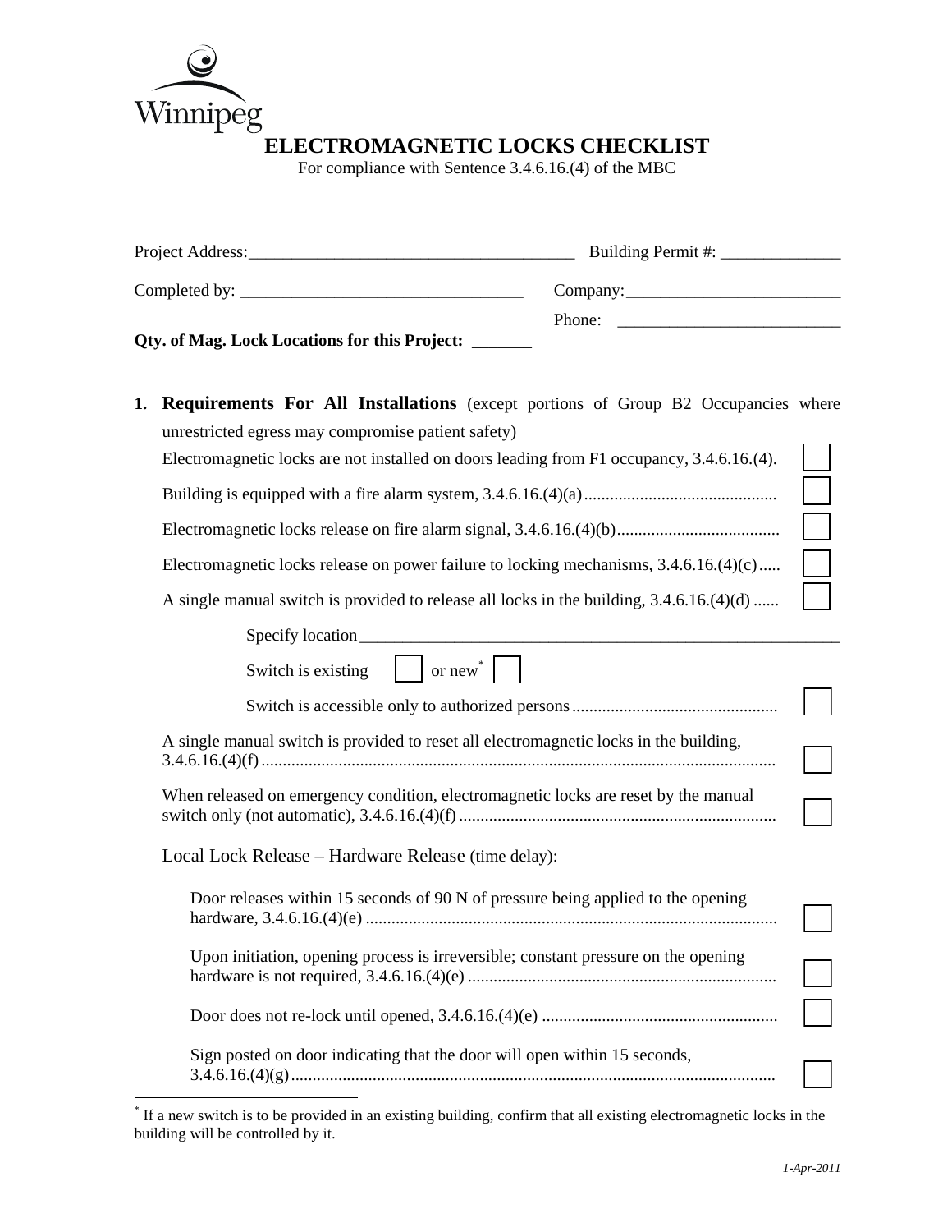Winnipeg

# ELECTROMAGNETIC LOCKS CHECKLIST

For compliance with Sentence 3.4.6.16.(4) of the MBC

Project Address:_____________________________________ Building Permit #: ______________

Completed by: _________________________________ Company:_________________________

Phone: __________________________

**Qty. of Mag. Lock Locations for this Project: _______**

1. **Requirements For All Installations** (except portions of Group B2 Occupancies where unrestricted egress may compromise patient safety)

   Electromagnetic locks are not installed on doors leading from F1 occupancy, 3.4.6.16.(4). ☐

   Building is equipped with a fire alarm system, 3.4.6.16.(4)(a) ☐

   Electromagnetic locks release on fire alarm signal, 3.4.6.16.(4)(b) ☐

   Electromagnetic locks release on power failure to locking mechanisms, 3.4.6.16.(4)(c) ☐

   A single manual switch is provided to release all locks in the building, 3.4.6.16.(4)(d) ☐

   Specify location___________________________________________________________

   Switch is existing ☐ or new* ☐

   Switch is accessible only to authorized persons ☐

   A single manual switch is provided to reset all electromagnetic locks in the building, 3.4.6.16.(4)(f) ☐

   When released on emergency condition, electromagnetic locks are reset by the manual switch only (not automatic), 3.4.6.16.(4)(f) ☐

   Local Lock Release – Hardware Release (time delay):

   Door releases within 15 seconds of 90 N of pressure being applied to the opening hardware, 3.4.6.16.(4)(e) ☐

   Upon initiation, opening process is irreversible; constant pressure on the opening hardware is not required, 3.4.6.16.(4)(e) ☐

   Door does not re-lock until opened, 3.4.6.16.(4)(e) ☐

   Sign posted on door indicating that the door will open within 15 seconds, 3.4.6.16.(4)(g) ☐

* If a new switch is to be provided in an existing building, confirm that all existing electromagnetic locks in the building will be controlled by it.

*1-Apr-2011*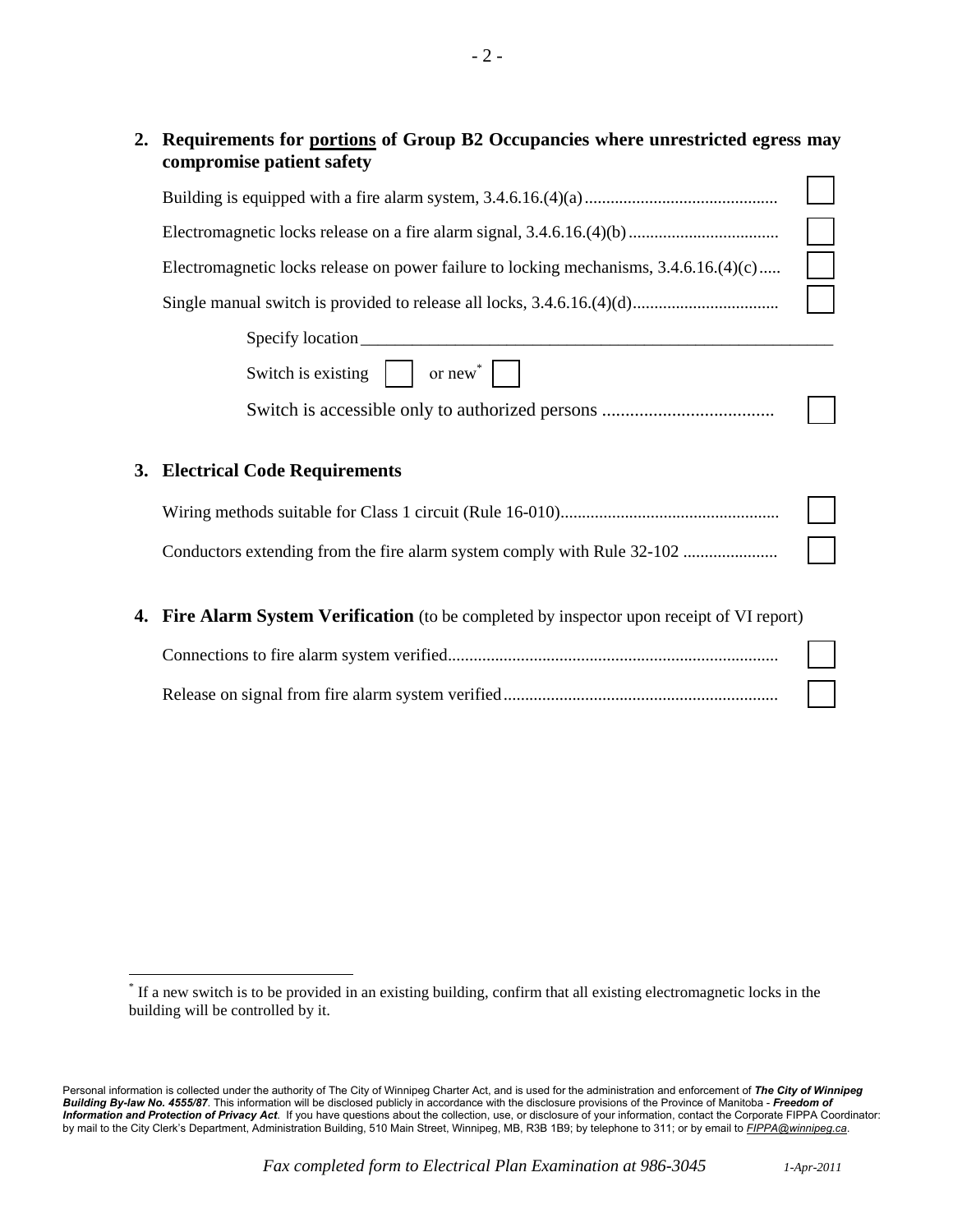## 2. Requirements for <u>portions</u> of Group B2 Occupancies where unrestricted egress may compromise patient safety

Building is equipped with a fire alarm system, 3.4.6.16.(4)(a) ............................................ ☐

Electromagnetic locks release on a fire alarm signal, 3.4.6.16.(4)(b) .................................. ☐

Electromagnetic locks release on power failure to locking mechanisms, 3.4.6.16.(4)(c) ..... ☐

Single manual switch is provided to release all locks, 3.4.6.16.(4)(d) ................................. ☐

Specify location ___________________________________________________________

Switch is existing ☐ or new* ☐

Switch is accessible only to authorized persons ..................................... ☐

## 3. Electrical Code Requirements

Wiring methods suitable for Class 1 circuit (Rule 16-010) .................................................. ☐

Conductors extending from the fire alarm system comply with Rule 32-102 ..................... ☐

## 4. Fire Alarm System Verification (to be completed by inspector upon receipt of VI report)

Connections to fire alarm system verified ............................................................................ ☐

Release on signal from fire alarm system verified ................................................................ ☐

---

* If a new switch is to be provided in an existing building, confirm that all existing electromagnetic locks in the building will be controlled by it.

Personal information is collected under the authority of The City of Winnipeg Charter Act, and is used for the administration and enforcement of ***The City of Winnipeg Building By-law No. 4555/87***. This information will be disclosed publicly in accordance with the disclosure provisions of the Province of Manitoba - ***Freedom of Information and Protection of Privacy Act***. If you have questions about the collection, use, or disclosure of your information, contact the Corporate FIPPA Coordinator: by mail to the City Clerk's Department, Administration Building, 510 Main Street, Winnipeg, MB, R3B 1B9; by telephone to 311; or by email to *FIPPA@winnipeg.ca*.

*Fax completed form to Electrical Plan Examination at 986-3045* *1-Apr-2011*